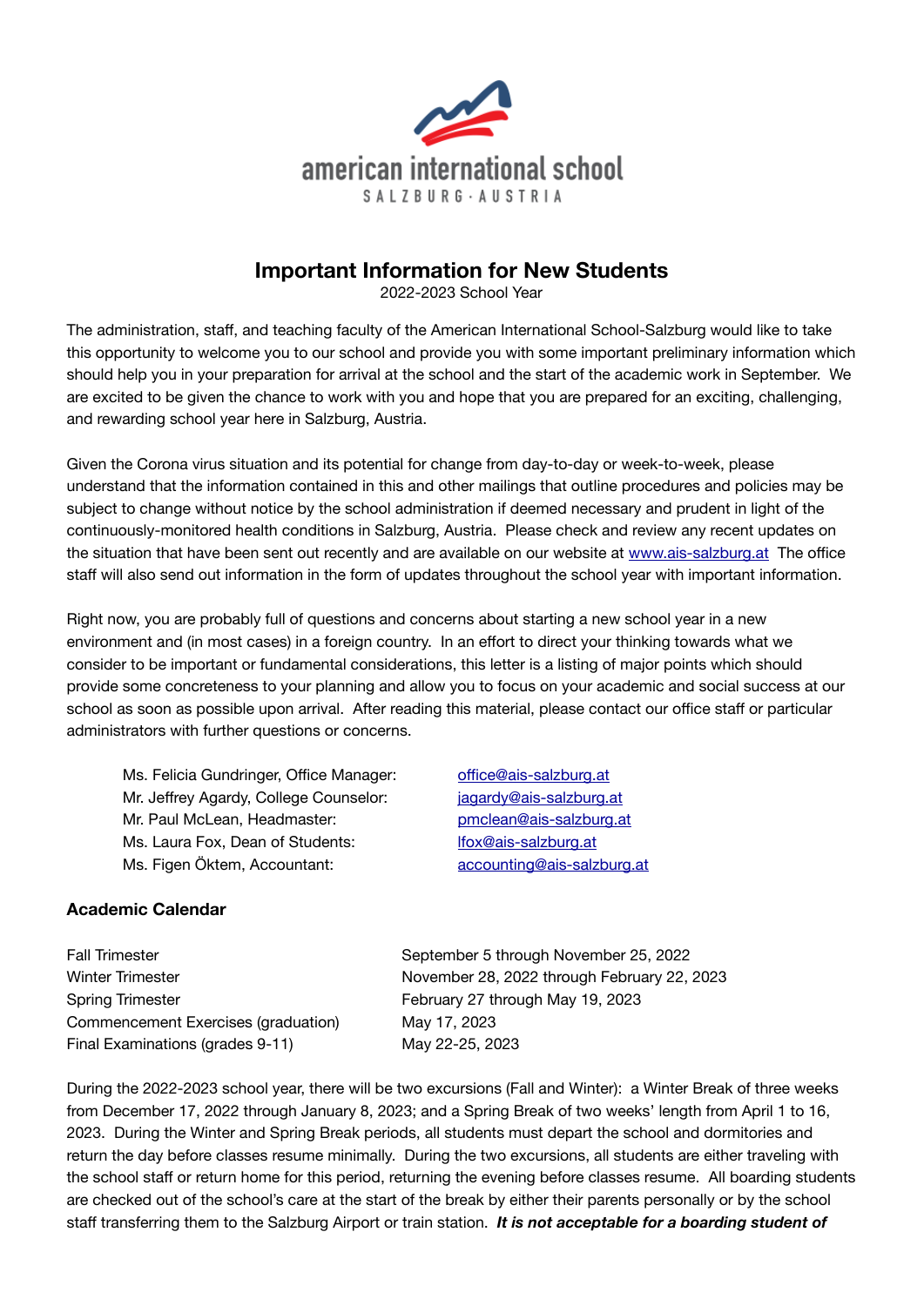american international school

SALZBURG · AUSTRIA

# Important Information for New Students

2022-2023 School Year

The administration, staff, and teaching faculty of the American International School-Salzburg would like to take this opportunity to welcome you to our school and provide you with some important preliminary information which should help you in your preparation for arrival at the school and the start of the academic work in September. We are excited to be given the chance to work with you and hope that you are prepared for an exciting, challenging, and rewarding school year here in Salzburg, Austria.

Given the Corona virus situation and its potential for change from day-to-day or week-to-week, please understand that the information contained in this and other mailings that outline procedures and policies may be subject to change without notice by the school administration if deemed necessary and prudent in light of the continuously-monitored health conditions in Salzburg, Austria. Please check and review any recent updates on the situation that have been sent out recently and are available on our website at www.ais-salzburg.at The office staff will also send out information in the form of updates throughout the school year with important information.

Right now, you are probably full of questions and concerns about starting a new school year in a new environment and (in most cases) in a foreign country. In an effort to direct your thinking towards what we consider to be important or fundamental considerations, this letter is a listing of major points which should provide some concreteness to your planning and allow you to focus on your academic and social success at our school as soon as possible upon arrival. After reading this material, please contact our office staff or particular administrators with further questions or concerns.

| | |
|---|---|
| Ms. Felicia Gundringer, Office Manager: | office@ais-salzburg.at |
| Mr. Jeffrey Agardy, College Counselor: | jagardy@ais-salzburg.at |
| Mr. Paul McLean, Headmaster: | pmclean@ais-salzburg.at |
| Ms. Laura Fox, Dean of Students: | lfox@ais-salzburg.at |
| Ms. Figen Öktem, Accountant: | accounting@ais-salzburg.at |

### Academic Calendar

| | |
|---|---|
| Fall Trimester | September 5 through November 25, 2022 |
| Winter Trimester | November 28, 2022 through February 22, 2023 |
| Spring Trimester | February 27 through May 19, 2023 |
| Commencement Exercises (graduation) | May 17, 2023 |
| Final Examinations (grades 9-11) | May 22-25, 2023 |

During the 2022-2023 school year, there will be two excursions (Fall and Winter): a Winter Break of three weeks from December 17, 2022 through January 8, 2023; and a Spring Break of two weeks' length from April 1 to 16, 2023. During the Winter and Spring Break periods, all students must depart the school and dormitories and return the day before classes resume minimally. During the two excursions, all students are either traveling with the school staff or return home for this period, returning the evening before classes resume. All boarding students are checked out of the school's care at the start of the break by either their parents personally or by the school staff transferring them to the Salzburg Airport or train station. ***It is not acceptable for a boarding student of***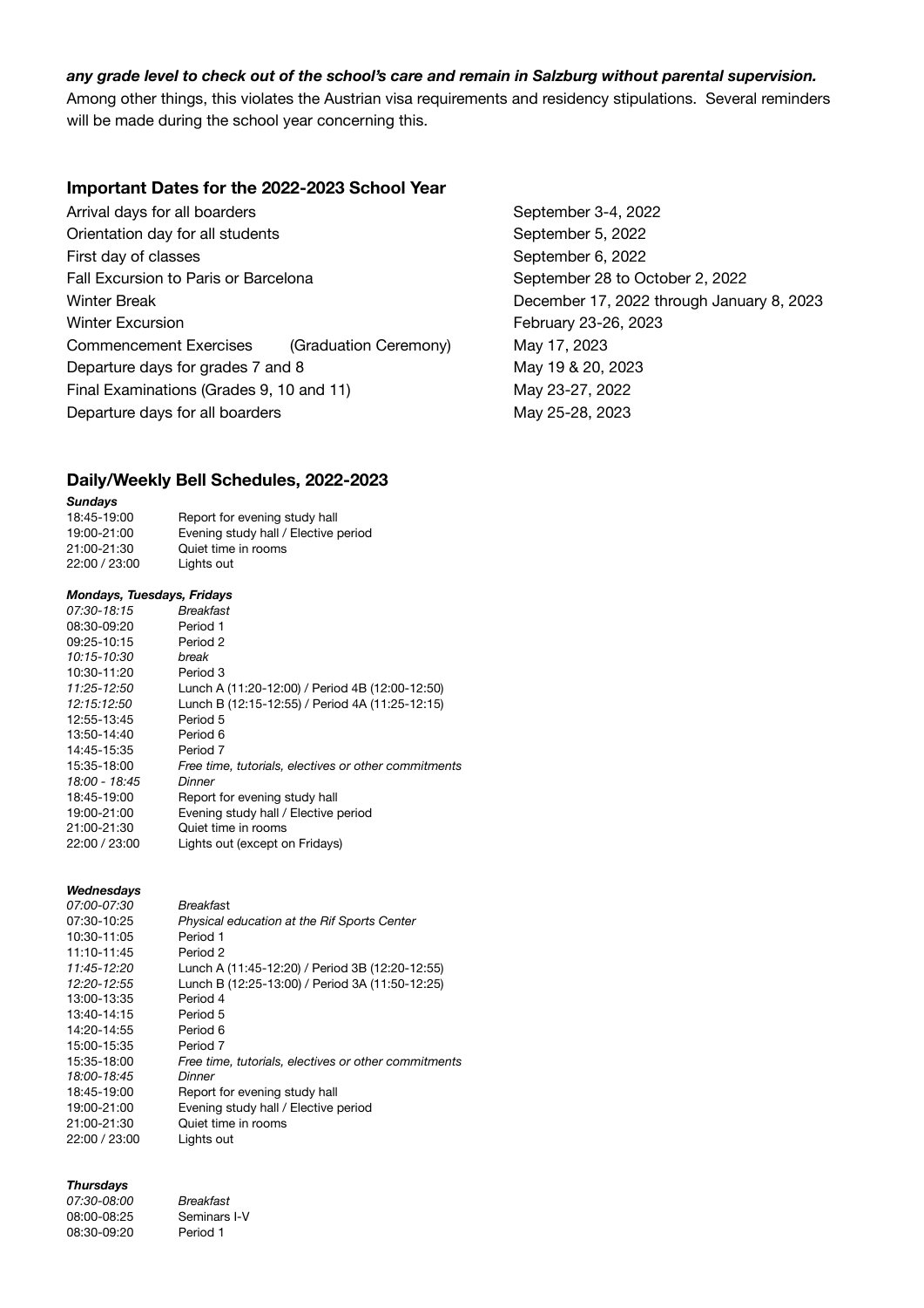***any grade level to check out of the school's care and remain in Salzburg without parental supervision.*** Among other things, this violates the Austrian visa requirements and residency stipulations. Several reminders will be made during the school year concerning this.

## Important Dates for the 2022-2023 School Year

| | |
|---|---|
| Arrival days for all boarders | September 3-4, 2022 |
| Orientation day for all students | September 5, 2022 |
| First day of classes | September 6, 2022 |
| Fall Excursion to Paris or Barcelona | September 28 to October 2, 2022 |
| Winter Break | December 17, 2022 through January 8, 2023 |
| Winter Excursion | February 23-26, 2023 |
| Commencement Exercises (Graduation Ceremony) | May 17, 2023 |
| Departure days for grades 7 and 8 | May 19 & 20, 2023 |
| Final Examinations (Grades 9, 10 and 11) | May 23-27, 2022 |
| Departure days for all boarders | May 25-28, 2023 |

## Daily/Weekly Bell Schedules, 2022-2023

***Sundays***

| | |
|---|---|
| 18:45-19:00 | Report for evening study hall |
| 19:00-21:00 | Evening study hall / Elective period |
| 21:00-21:30 | Quiet time in rooms |
| 22:00 / 23:00 | Lights out |

***Mondays, Tuesdays, Fridays***

| | |
|---|---|
| *07:30-18:15* | *Breakfast* |
| 08:30-09:20 | Period 1 |
| 09:25-10:15 | Period 2 |
| *10:15-10:30* | *break* |
| 10:30-11:20 | Period 3 |
| *11:25-12:50* | Lunch A (11:20-12:00) / Period 4B (12:00-12:50) |
| *12:15:12:50* | Lunch B (12:15-12:55) / Period 4A (11:25-12:15) |
| 12:55-13:45 | Period 5 |
| 13:50-14:40 | Period 6 |
| 14:45-15:35 | Period 7 |
| 15:35-18:00 | *Free time, tutorials, electives or other commitments* |
| *18:00 - 18:45* | *Dinner* |
| 18:45-19:00 | Report for evening study hall |
| 19:00-21:00 | Evening study hall / Elective period |
| 21:00-21:30 | Quiet time in rooms |
| 22:00 / 23:00 | Lights out (except on Fridays) |

***Wednesdays***

| | |
|---|---|
| *07:00-07:30* | *Breakfast* |
| 07:30-10:25 | *Physical education at the Rif Sports Center* |
| 10:30-11:05 | Period 1 |
| 11:10-11:45 | Period 2 |
| *11:45-12:20* | Lunch A (11:45-12:20) / Period 3B (12:20-12:55) |
| *12:20-12:55* | Lunch B (12:25-13:00) / Period 3A (11:50-12:25) |
| 13:00-13:35 | Period 4 |
| 13:40-14:15 | Period 5 |
| 14:20-14:55 | Period 6 |
| 15:00-15:35 | Period 7 |
| 15:35-18:00 | *Free time, tutorials, electives or other commitments* |
| *18:00-18:45* | *Dinner* |
| 18:45-19:00 | Report for evening study hall |
| 19:00-21:00 | Evening study hall / Elective period |
| 21:00-21:30 | Quiet time in rooms |
| 22:00 / 23:00 | Lights out |

***Thursdays***

| | |
|---|---|
| *07:30-08:00* | *Breakfast* |
| 08:00-08:25 | Seminars I-V |
| 08:30-09:20 | Period 1 |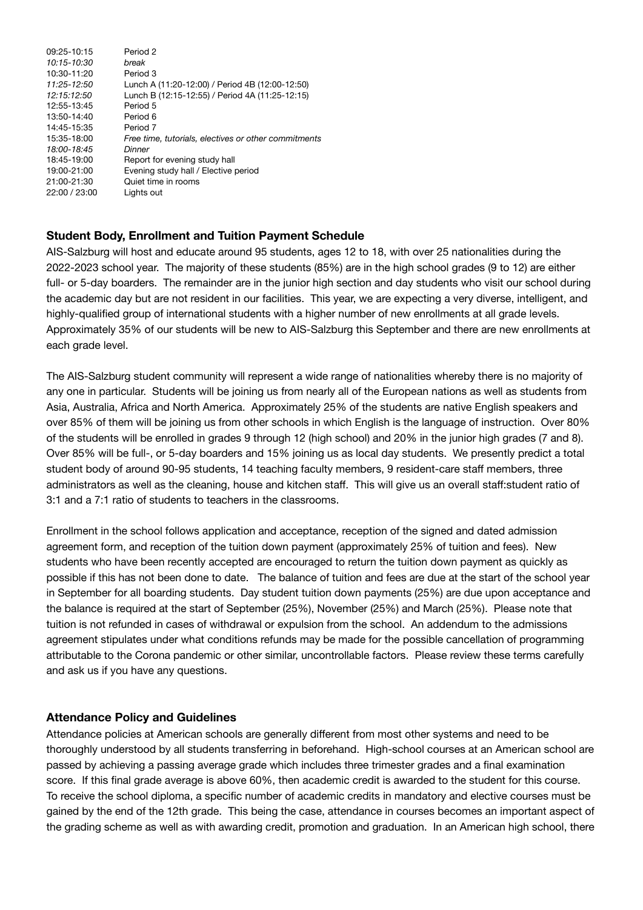| | |
|---|---|
| 09:25-10:15 | Period 2 |
| *10:15-10:30* | *break* |
| 10:30-11:20 | Period 3 |
| *11:25-12:50* | Lunch A (11:20-12:00) / Period 4B (12:00-12:50) |
| *12:15:12:50* | Lunch B (12:15-12:55) / Period 4A (11:25-12:15) |
| 12:55-13:45 | Period 5 |
| 13:50-14:40 | Period 6 |
| 14:45-15:35 | Period 7 |
| 15:35-18:00 | *Free time, tutorials, electives or other commitments* |
| *18:00-18:45* | *Dinner* |
| 18:45-19:00 | Report for evening study hall |
| 19:00-21:00 | Evening study hall / Elective period |
| 21:00-21:30 | Quiet time in rooms |
| 22:00 / 23:00 | Lights out |

### Student Body, Enrollment and Tuition Payment Schedule

AIS-Salzburg will host and educate around 95 students, ages 12 to 18, with over 25 nationalities during the 2022-2023 school year. The majority of these students (85%) are in the high school grades (9 to 12) are either full- or 5-day boarders. The remainder are in the junior high section and day students who visit our school during the academic day but are not resident in our facilities. This year, we are expecting a very diverse, intelligent, and highly-qualified group of international students with a higher number of new enrollments at all grade levels. Approximately 35% of our students will be new to AIS-Salzburg this September and there are new enrollments at each grade level.

The AIS-Salzburg student community will represent a wide range of nationalities whereby there is no majority of any one in particular. Students will be joining us from nearly all of the European nations as well as students from Asia, Australia, Africa and North America. Approximately 25% of the students are native English speakers and over 85% of them will be joining us from other schools in which English is the language of instruction. Over 80% of the students will be enrolled in grades 9 through 12 (high school) and 20% in the junior high grades (7 and 8). Over 85% will be full-, or 5-day boarders and 15% joining us as local day students. We presently predict a total student body of around 90-95 students, 14 teaching faculty members, 9 resident-care staff members, three administrators as well as the cleaning, house and kitchen staff. This will give us an overall staff:student ratio of 3:1 and a 7:1 ratio of students to teachers in the classrooms.

Enrollment in the school follows application and acceptance, reception of the signed and dated admission agreement form, and reception of the tuition down payment (approximately 25% of tuition and fees). New students who have been recently accepted are encouraged to return the tuition down payment as quickly as possible if this has not been done to date. The balance of tuition and fees are due at the start of the school year in September for all boarding students. Day student tuition down payments (25%) are due upon acceptance and the balance is required at the start of September (25%), November (25%) and March (25%). Please note that tuition is not refunded in cases of withdrawal or expulsion from the school. An addendum to the admissions agreement stipulates under what conditions refunds may be made for the possible cancellation of programming attributable to the Corona pandemic or other similar, uncontrollable factors. Please review these terms carefully and ask us if you have any questions.

### Attendance Policy and Guidelines

Attendance policies at American schools are generally different from most other systems and need to be thoroughly understood by all students transferring in beforehand. High-school courses at an American school are passed by achieving a passing average grade which includes three trimester grades and a final examination score. If this final grade average is above 60%, then academic credit is awarded to the student for this course. To receive the school diploma, a specific number of academic credits in mandatory and elective courses must be gained by the end of the 12th grade. This being the case, attendance in courses becomes an important aspect of the grading scheme as well as with awarding credit, promotion and graduation. In an American high school, there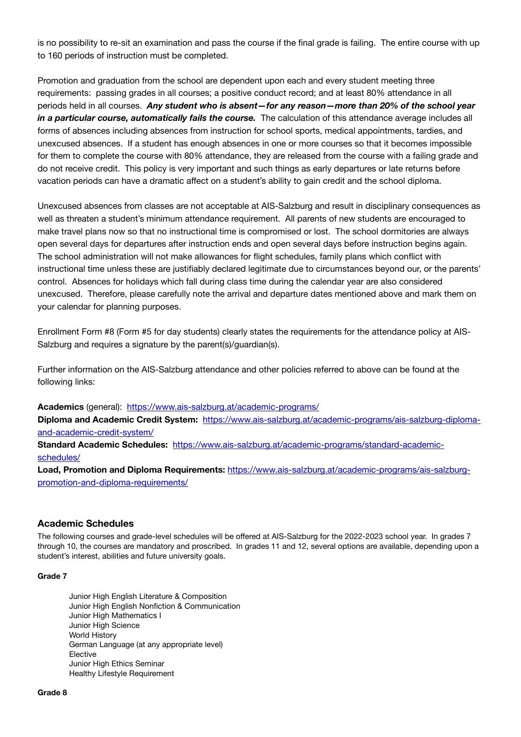is no possibility to re-sit an examination and pass the course if the final grade is failing. The entire course with up to 160 periods of instruction must be completed.

Promotion and graduation from the school are dependent upon each and every student meeting three requirements: passing grades in all courses; a positive conduct record; and at least 80% attendance in all periods held in all courses. ***Any student who is absent—for any reason—more than 20% of the school year in a particular course, automatically fails the course.*** The calculation of this attendance average includes all forms of absences including absences from instruction for school sports, medical appointments, tardies, and unexcused absences. If a student has enough absences in one or more courses so that it becomes impossible for them to complete the course with 80% attendance, they are released from the course with a failing grade and do not receive credit. This policy is very important and such things as early departures or late returns before vacation periods can have a dramatic affect on a student's ability to gain credit and the school diploma.

Unexcused absences from classes are not acceptable at AIS-Salzburg and result in disciplinary consequences as well as threaten a student's minimum attendance requirement. All parents of new students are encouraged to make travel plans now so that no instructional time is compromised or lost. The school dormitories are always open several days for departures after instruction ends and open several days before instruction begins again. The school administration will not make allowances for flight schedules, family plans which conflict with instructional time unless these are justifiably declared legitimate due to circumstances beyond our, or the parents' control. Absences for holidays which fall during class time during the calendar year are also considered unexcused. Therefore, please carefully note the arrival and departure dates mentioned above and mark them on your calendar for planning purposes.

Enrollment Form #8 (Form #5 for day students) clearly states the requirements for the attendance policy at AIS-Salzburg and requires a signature by the parent(s)/guardian(s).

Further information on the AIS-Salzburg attendance and other policies referred to above can be found at the following links:

**Academics** (general): https://www.ais-salzburg.at/academic-programs/
**Diploma and Academic Credit System:** https://www.ais-salzburg.at/academic-programs/ais-salzburg-diploma-and-academic-credit-system/
**Standard Academic Schedules:** https://www.ais-salzburg.at/academic-programs/standard-academic-schedules/
**Load, Promotion and Diploma Requirements:** https://www.ais-salzburg.at/academic-programs/ais-salzburg-promotion-and-diploma-requirements/

## Academic Schedules

The following courses and grade-level schedules will be offered at AIS-Salzburg for the 2022-2023 school year. In grades 7 through 10, the courses are mandatory and proscribed. In grades 11 and 12, several options are available, depending upon a student's interest, abilities and future university goals.

**Grade 7**

- Junior High English Literature & Composition
- Junior High English Nonfiction & Communication
- Junior High Mathematics I
- Junior High Science
- World History
- German Language (at any appropriate level)
- Elective
- Junior High Ethics Seminar
- Healthy Lifestyle Requirement

**Grade 8**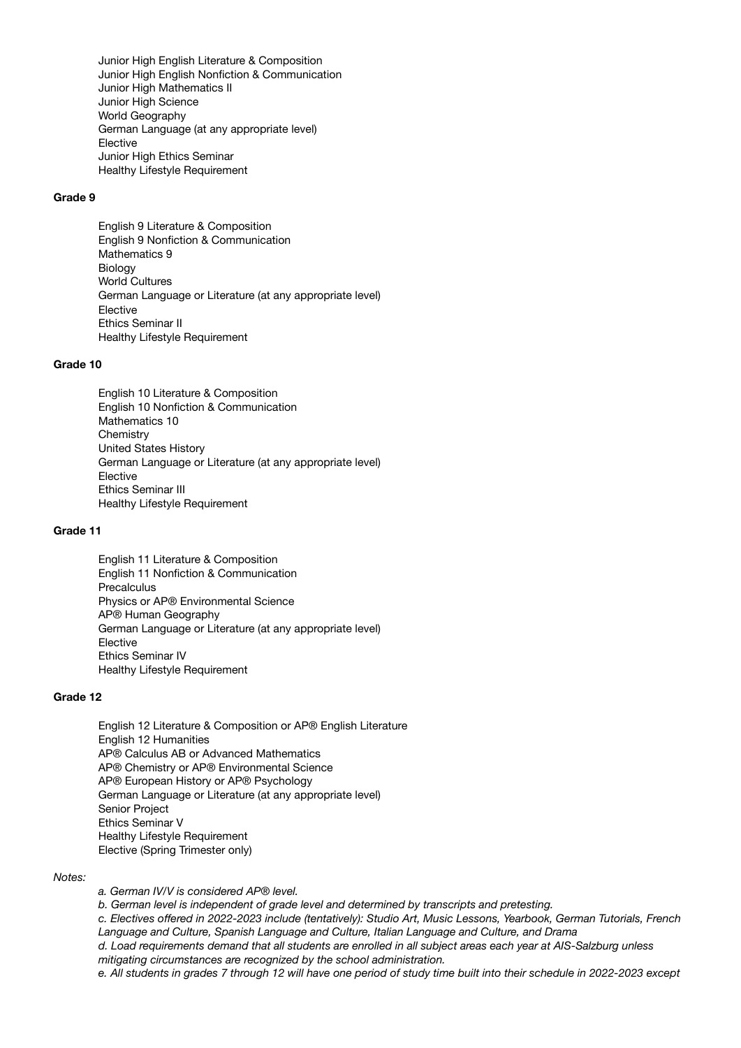Junior High English Literature & Composition
Junior High English Nonfiction & Communication
Junior High Mathematics II
Junior High Science
World Geography
German Language (at any appropriate level)
Elective
Junior High Ethics Seminar
Healthy Lifestyle Requirement

**Grade 9**

English 9 Literature & Composition
English 9 Nonfiction & Communication
Mathematics 9
Biology
World Cultures
German Language or Literature (at any appropriate level)
Elective
Ethics Seminar II
Healthy Lifestyle Requirement

**Grade 10**

English 10 Literature & Composition
English 10 Nonfiction & Communication
Mathematics 10
Chemistry
United States History
German Language or Literature (at any appropriate level)
Elective
Ethics Seminar III
Healthy Lifestyle Requirement

**Grade 11**

English 11 Literature & Composition
English 11 Nonfiction & Communication
Precalculus
Physics or AP® Environmental Science
AP® Human Geography
German Language or Literature (at any appropriate level)
Elective
Ethics Seminar IV
Healthy Lifestyle Requirement

**Grade 12**

English 12 Literature & Composition or AP® English Literature
English 12 Humanities
AP® Calculus AB or Advanced Mathematics
AP® Chemistry or AP® Environmental Science
AP® European History or AP® Psychology
German Language or Literature (at any appropriate level)
Senior Project
Ethics Seminar V
Healthy Lifestyle Requirement
Elective (Spring Trimester only)

*Notes:*

*a. German IV/V is considered AP® level.*
*b. German level is independent of grade level and determined by transcripts and pretesting.*
*c. Electives offered in 2022-2023 include (tentatively): Studio Art, Music Lessons, Yearbook, German Tutorials, French Language and Culture, Spanish Language and Culture, Italian Language and Culture, and Drama*
*d. Load requirements demand that all students are enrolled in all subject areas each year at AIS-Salzburg unless mitigating circumstances are recognized by the school administration.*
*e. All students in grades 7 through 12 will have one period of study time built into their schedule in 2022-2023 except*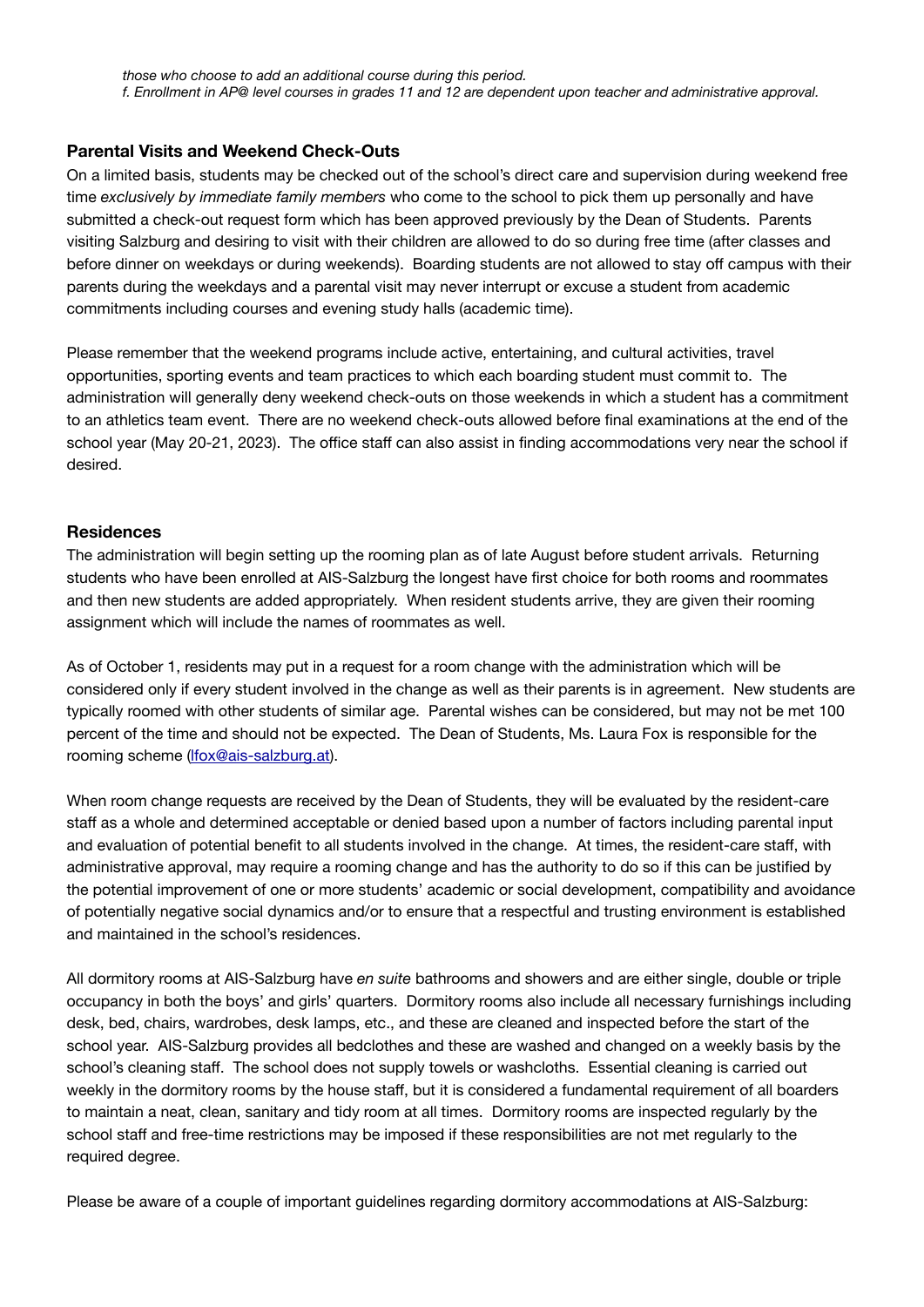*those who choose to add an additional course during this period.*
*f. Enrollment in AP@ level courses in grades 11 and 12 are dependent upon teacher and administrative approval.*

### Parental Visits and Weekend Check-Outs

On a limited basis, students may be checked out of the school's direct care and supervision during weekend free time *exclusively by immediate family members* who come to the school to pick them up personally and have submitted a check-out request form which has been approved previously by the Dean of Students. Parents visiting Salzburg and desiring to visit with their children are allowed to do so during free time (after classes and before dinner on weekdays or during weekends). Boarding students are not allowed to stay off campus with their parents during the weekdays and a parental visit may never interrupt or excuse a student from academic commitments including courses and evening study halls (academic time).

Please remember that the weekend programs include active, entertaining, and cultural activities, travel opportunities, sporting events and team practices to which each boarding student must commit to. The administration will generally deny weekend check-outs on those weekends in which a student has a commitment to an athletics team event. There are no weekend check-outs allowed before final examinations at the end of the school year (May 20-21, 2023). The office staff can also assist in finding accommodations very near the school if desired.

### Residences

The administration will begin setting up the rooming plan as of late August before student arrivals. Returning students who have been enrolled at AIS-Salzburg the longest have first choice for both rooms and roommates and then new students are added appropriately. When resident students arrive, they are given their rooming assignment which will include the names of roommates as well.

As of October 1, residents may put in a request for a room change with the administration which will be considered only if every student involved in the change as well as their parents is in agreement. New students are typically roomed with other students of similar age. Parental wishes can be considered, but may not be met 100 percent of the time and should not be expected. The Dean of Students, Ms. Laura Fox is responsible for the rooming scheme (lfox@ais-salzburg.at).

When room change requests are received by the Dean of Students, they will be evaluated by the resident-care staff as a whole and determined acceptable or denied based upon a number of factors including parental input and evaluation of potential benefit to all students involved in the change. At times, the resident-care staff, with administrative approval, may require a rooming change and has the authority to do so if this can be justified by the potential improvement of one or more students' academic or social development, compatibility and avoidance of potentially negative social dynamics and/or to ensure that a respectful and trusting environment is established and maintained in the school's residences.

All dormitory rooms at AIS-Salzburg have *en suite* bathrooms and showers and are either single, double or triple occupancy in both the boys' and girls' quarters. Dormitory rooms also include all necessary furnishings including desk, bed, chairs, wardrobes, desk lamps, etc., and these are cleaned and inspected before the start of the school year. AIS-Salzburg provides all bedclothes and these are washed and changed on a weekly basis by the school's cleaning staff. The school does not supply towels or washcloths. Essential cleaning is carried out weekly in the dormitory rooms by the house staff, but it is considered a fundamental requirement of all boarders to maintain a neat, clean, sanitary and tidy room at all times. Dormitory rooms are inspected regularly by the school staff and free-time restrictions may be imposed if these responsibilities are not met regularly to the required degree.

Please be aware of a couple of important guidelines regarding dormitory accommodations at AIS-Salzburg: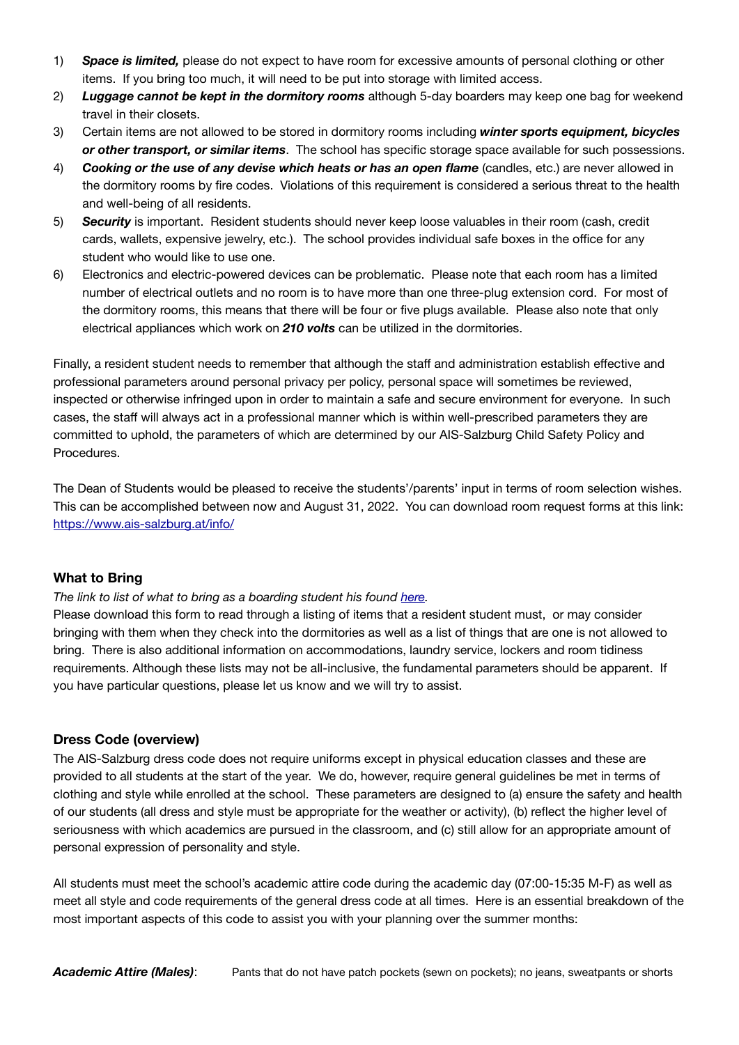1) ***Space is limited,*** please do not expect to have room for excessive amounts of personal clothing or other items. If you bring too much, it will need to be put into storage with limited access.
2) ***Luggage cannot be kept in the dormitory rooms*** although 5-day boarders may keep one bag for weekend travel in their closets.
3) Certain items are not allowed to be stored in dormitory rooms including ***winter sports equipment, bicycles or other transport, or similar items***. The school has specific storage space available for such possessions.
4) ***Cooking or the use of any devise which heats or has an open flame*** (candles, etc.) are never allowed in the dormitory rooms by fire codes. Violations of this requirement is considered a serious threat to the health and well-being of all residents.
5) ***Security*** is important. Resident students should never keep loose valuables in their room (cash, credit cards, wallets, expensive jewelry, etc.). The school provides individual safe boxes in the office for any student who would like to use one.
6) Electronics and electric-powered devices can be problematic. Please note that each room has a limited number of electrical outlets and no room is to have more than one three-plug extension cord. For most of the dormitory rooms, this means that there will be four or five plugs available. Please also note that only electrical appliances which work on ***210 volts*** can be utilized in the dormitories.

Finally, a resident student needs to remember that although the staff and administration establish effective and professional parameters around personal privacy per policy, personal space will sometimes be reviewed, inspected or otherwise infringed upon in order to maintain a safe and secure environment for everyone. In such cases, the staff will always act in a professional manner which is within well-prescribed parameters they are committed to uphold, the parameters of which are determined by our AIS-Salzburg Child Safety Policy and Procedures.

The Dean of Students would be pleased to receive the students'/parents' input in terms of room selection wishes. This can be accomplished between now and August 31, 2022. You can download room request forms at this link: [https://www.ais-salzburg.at/info/](https://www.ais-salzburg.at/info/)

### What to Bring

*The link to list of what to bring as a boarding student his found [here](here).*

Please download this form to read through a listing of items that a resident student must, or may consider bringing with them when they check into the dormitories as well as a list of things that are one is not allowed to bring. There is also additional information on accommodations, laundry service, lockers and room tidiness requirements. Although these lists may not be all-inclusive, the fundamental parameters should be apparent. If you have particular questions, please let us know and we will try to assist.

### Dress Code (overview)

The AIS-Salzburg dress code does not require uniforms except in physical education classes and these are provided to all students at the start of the year. We do, however, require general guidelines be met in terms of clothing and style while enrolled at the school. These parameters are designed to (a) ensure the safety and health of our students (all dress and style must be appropriate for the weather or activity), (b) reflect the higher level of seriousness with which academics are pursued in the classroom, and (c) still allow for an appropriate amount of personal expression of personality and style.

All students must meet the school's academic attire code during the academic day (07:00-15:35 M-F) as well as meet all style and code requirements of the general dress code at all times. Here is an essential breakdown of the most important aspects of this code to assist you with your planning over the summer months:

***Academic Attire (Males)***: Pants that do not have patch pockets (sewn on pockets); no jeans, sweatpants or shorts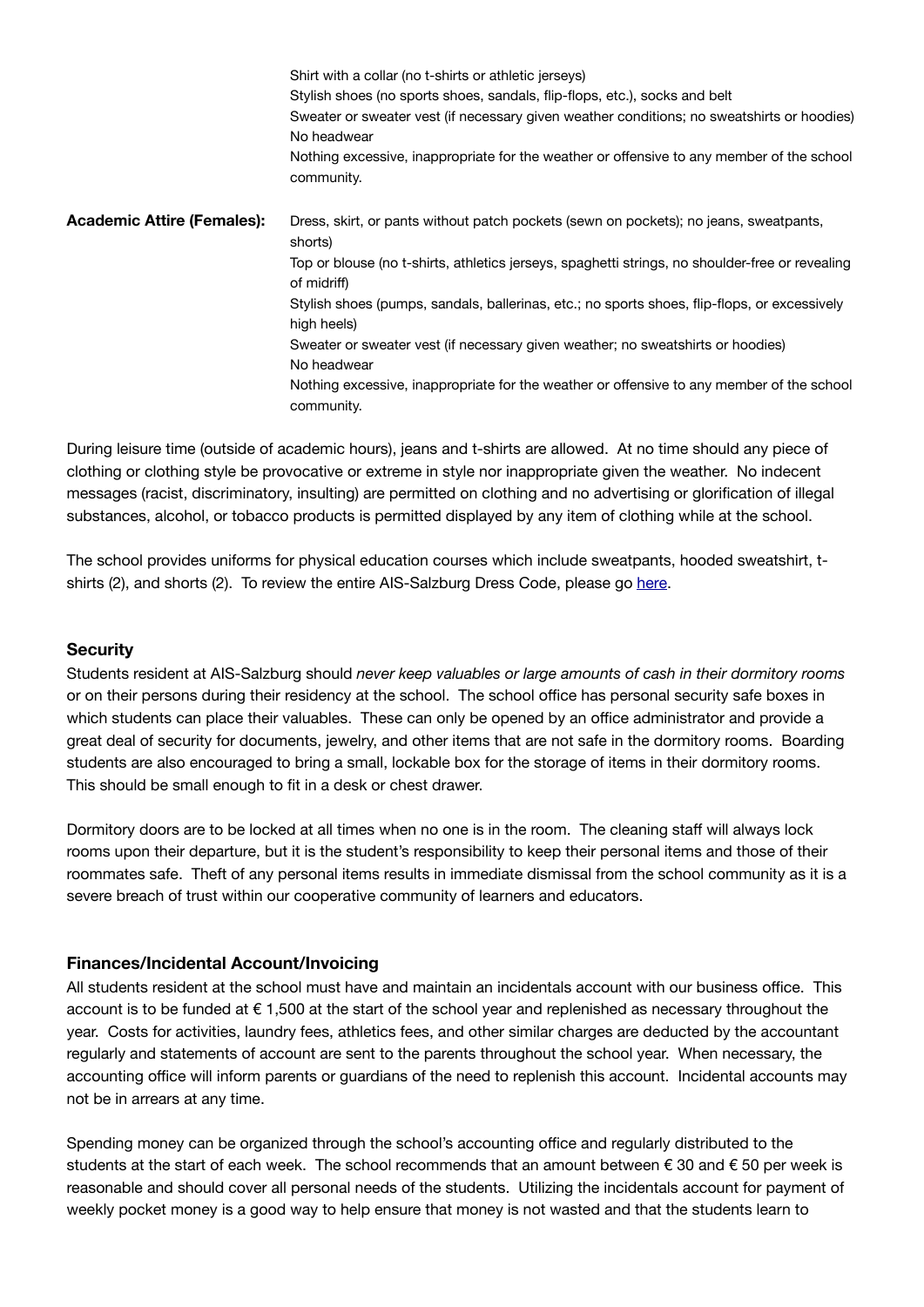| | |
|---|---|
| | Shirt with a collar (no t-shirts or athletic jerseys) |
| | Stylish shoes (no sports shoes, sandals, flip-flops, etc.), socks and belt |
| | Sweater or sweater vest (if necessary given weather conditions; no sweatshirts or hoodies) |
| | No headwear |
| | Nothing excessive, inappropriate for the weather or offensive to any member of the school community. |
| **Academic Attire (Females):** | Dress, skirt, or pants without patch pockets (sewn on pockets); no jeans, sweatpants, shorts) |
| | Top or blouse (no t-shirts, athletics jerseys, spaghetti strings, no shoulder-free or revealing of midriff) |
| | Stylish shoes (pumps, sandals, ballerinas, etc.; no sports shoes, flip-flops, or excessively high heels) |
| | Sweater or sweater vest (if necessary given weather; no sweatshirts or hoodies) |
| | No headwear |
| | Nothing excessive, inappropriate for the weather or offensive to any member of the school community. |

During leisure time (outside of academic hours), jeans and t-shirts are allowed. At no time should any piece of clothing or clothing style be provocative or extreme in style nor inappropriate given the weather. No indecent messages (racist, discriminatory, insulting) are permitted on clothing and no advertising or glorification of illegal substances, alcohol, or tobacco products is permitted displayed by any item of clothing while at the school.

The school provides uniforms for physical education courses which include sweatpants, hooded sweatshirt, t-shirts (2), and shorts (2). To review the entire AIS-Salzburg Dress Code, please go here.

### Security

Students resident at AIS-Salzburg should *never keep valuables or large amounts of cash in their dormitory rooms* or on their persons during their residency at the school. The school office has personal security safe boxes in which students can place their valuables. These can only be opened by an office administrator and provide a great deal of security for documents, jewelry, and other items that are not safe in the dormitory rooms. Boarding students are also encouraged to bring a small, lockable box for the storage of items in their dormitory rooms. This should be small enough to fit in a desk or chest drawer.

Dormitory doors are to be locked at all times when no one is in the room. The cleaning staff will always lock rooms upon their departure, but it is the student's responsibility to keep their personal items and those of their roommates safe. Theft of any personal items results in immediate dismissal from the school community as it is a severe breach of trust within our cooperative community of learners and educators.

### Finances/Incidental Account/Invoicing

All students resident at the school must have and maintain an incidentals account with our business office. This account is to be funded at € 1,500 at the start of the school year and replenished as necessary throughout the year. Costs for activities, laundry fees, athletics fees, and other similar charges are deducted by the accountant regularly and statements of account are sent to the parents throughout the school year. When necessary, the accounting office will inform parents or guardians of the need to replenish this account. Incidental accounts may not be in arrears at any time.

Spending money can be organized through the school's accounting office and regularly distributed to the students at the start of each week. The school recommends that an amount between € 30 and € 50 per week is reasonable and should cover all personal needs of the students. Utilizing the incidentals account for payment of weekly pocket money is a good way to help ensure that money is not wasted and that the students learn to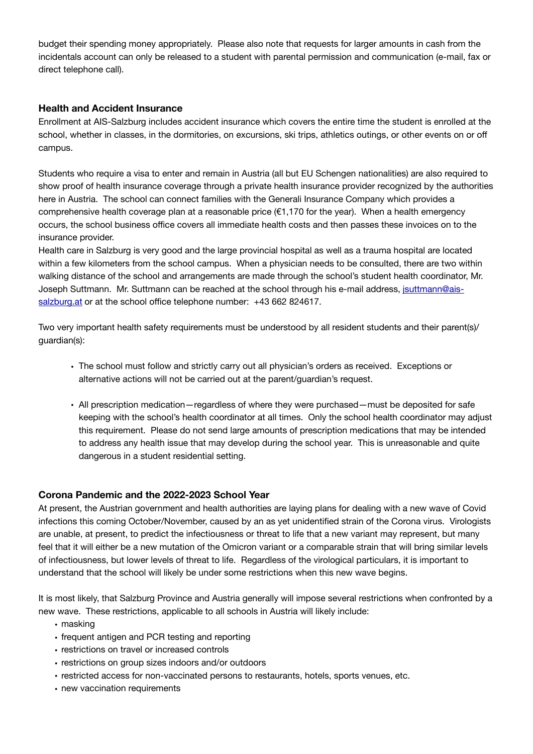budget their spending money appropriately. Please also note that requests for larger amounts in cash from the incidentals account can only be released to a student with parental permission and communication (e-mail, fax or direct telephone call).

### Health and Accident Insurance

Enrollment at AIS-Salzburg includes accident insurance which covers the entire time the student is enrolled at the school, whether in classes, in the dormitories, on excursions, ski trips, athletics outings, or other events on or off campus.

Students who require a visa to enter and remain in Austria (all but EU Schengen nationalities) are also required to show proof of health insurance coverage through a private health insurance provider recognized by the authorities here in Austria. The school can connect families with the Generali Insurance Company which provides a comprehensive health coverage plan at a reasonable price (€1,170 for the year). When a health emergency occurs, the school business office covers all immediate health costs and then passes these invoices on to the insurance provider.

Health care in Salzburg is very good and the large provincial hospital as well as a trauma hospital are located within a few kilometers from the school campus. When a physician needs to be consulted, there are two within walking distance of the school and arrangements are made through the school's student health coordinator, Mr. Joseph Suttmann. Mr. Suttmann can be reached at the school through his e-mail address, [jsuttmann@ais-salzburg.at](mailto:jsuttmann@ais-salzburg.at) or at the school office telephone number: +43 662 824617.

Two very important health safety requirements must be understood by all resident students and their parent(s)/ guardian(s):

- The school must follow and strictly carry out all physician's orders as received. Exceptions or alternative actions will not be carried out at the parent/guardian's request.
- All prescription medication—regardless of where they were purchased—must be deposited for safe keeping with the school's health coordinator at all times. Only the school health coordinator may adjust this requirement. Please do not send large amounts of prescription medications that may be intended to address any health issue that may develop during the school year. This is unreasonable and quite dangerous in a student residential setting.

### Corona Pandemic and the 2022-2023 School Year

At present, the Austrian government and health authorities are laying plans for dealing with a new wave of Covid infections this coming October/November, caused by an as yet unidentified strain of the Corona virus. Virologists are unable, at present, to predict the infectiousness or threat to life that a new variant may represent, but many feel that it will either be a new mutation of the Omicron variant or a comparable strain that will bring similar levels of infectiousness, but lower levels of threat to life. Regardless of the virological particulars, it is important to understand that the school will likely be under some restrictions when this new wave begins.

It is most likely, that Salzburg Province and Austria generally will impose several restrictions when confronted by a new wave. These restrictions, applicable to all schools in Austria will likely include:

- masking
- frequent antigen and PCR testing and reporting
- restrictions on travel or increased controls
- restrictions on group sizes indoors and/or outdoors
- restricted access for non-vaccinated persons to restaurants, hotels, sports venues, etc.
- new vaccination requirements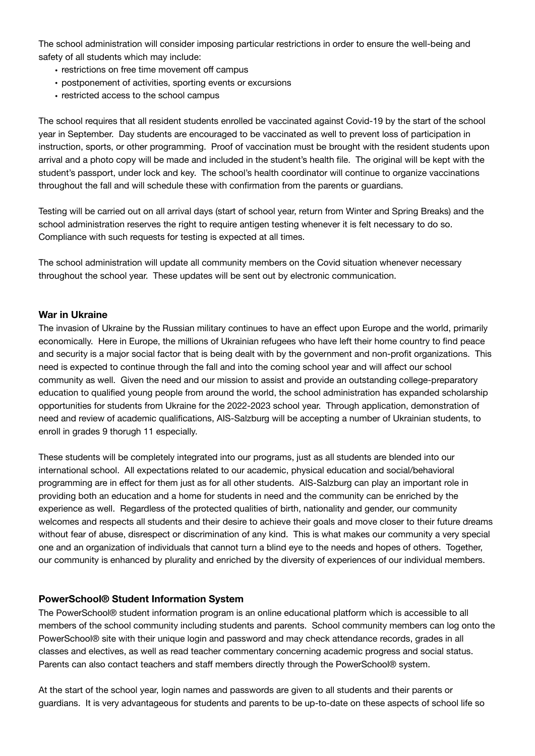The school administration will consider imposing particular restrictions in order to ensure the well-being and safety of all students which may include:

- restrictions on free time movement off campus
- postponement of activities, sporting events or excursions
- restricted access to the school campus

The school requires that all resident students enrolled be vaccinated against Covid-19 by the start of the school year in September.  Day students are encouraged to be vaccinated as well to prevent loss of participation in instruction, sports, or other programming.  Proof of vaccination must be brought with the resident students upon arrival and a photo copy will be made and included in the student's health file.  The original will be kept with the student's passport, under lock and key.  The school's health coordinator will continue to organize vaccinations throughout the fall and will schedule these with confirmation from the parents or guardians.

Testing will be carried out on all arrival days (start of school year, return from Winter and Spring Breaks) and the school administration reserves the right to require antigen testing whenever it is felt necessary to do so.  Compliance with such requests for testing is expected at all times.

The school administration will update all community members on the Covid situation whenever necessary throughout the school year.  These updates will be sent out by electronic communication.

**War in Ukraine**

The invasion of Ukraine by the Russian military continues to have an effect upon Europe and the world, primarily economically.  Here in Europe, the millions of Ukrainian refugees who have left their home country to find peace and security is a major social factor that is being dealt with by the government and non-profit organizations.  This need is expected to continue through the fall and into the coming school year and will affect our school community as well.  Given the need and our mission to assist and provide an outstanding college-preparatory education to qualified young people from around the world, the school administration has expanded scholarship opportunities for students from Ukraine for the 2022-2023 school year.  Through application, demonstration of need and review of academic qualifications, AIS-Salzburg will be accepting a number of Ukrainian students, to enroll in grades 9 thorugh 11 especially.

These students will be completely integrated into our programs, just as all students are blended into our international school.  All expectations related to our academic, physical education and social/behavioral programming are in effect for them just as for all other students.  AIS-Salzburg can play an important role in providing both an education and a home for students in need and the community can be enriched by the experience as well.  Regardless of the protected qualities of birth, nationality and gender, our community welcomes and respects all students and their desire to achieve their goals and move closer to their future dreams without fear of abuse, disrespect or discrimination of any kind.  This is what makes our community a very special one and an organization of individuals that cannot turn a blind eye to the needs and hopes of others.  Together, our community is enhanced by plurality and enriched by the diversity of experiences of our individual members.

**PowerSchool® Student Information System**

The PowerSchool® student information program is an online educational platform which is accessible to all members of the school community including students and parents.  School community members can log onto the PowerSchool® site with their unique login and password and may check attendance records, grades in all classes and electives, as well as read teacher commentary concerning academic progress and social status.  Parents can also contact teachers and staff members directly through the PowerSchool® system.

At the start of the school year, login names and passwords are given to all students and their parents or guardians.  It is very advantageous for students and parents to be up-to-date on these aspects of school life so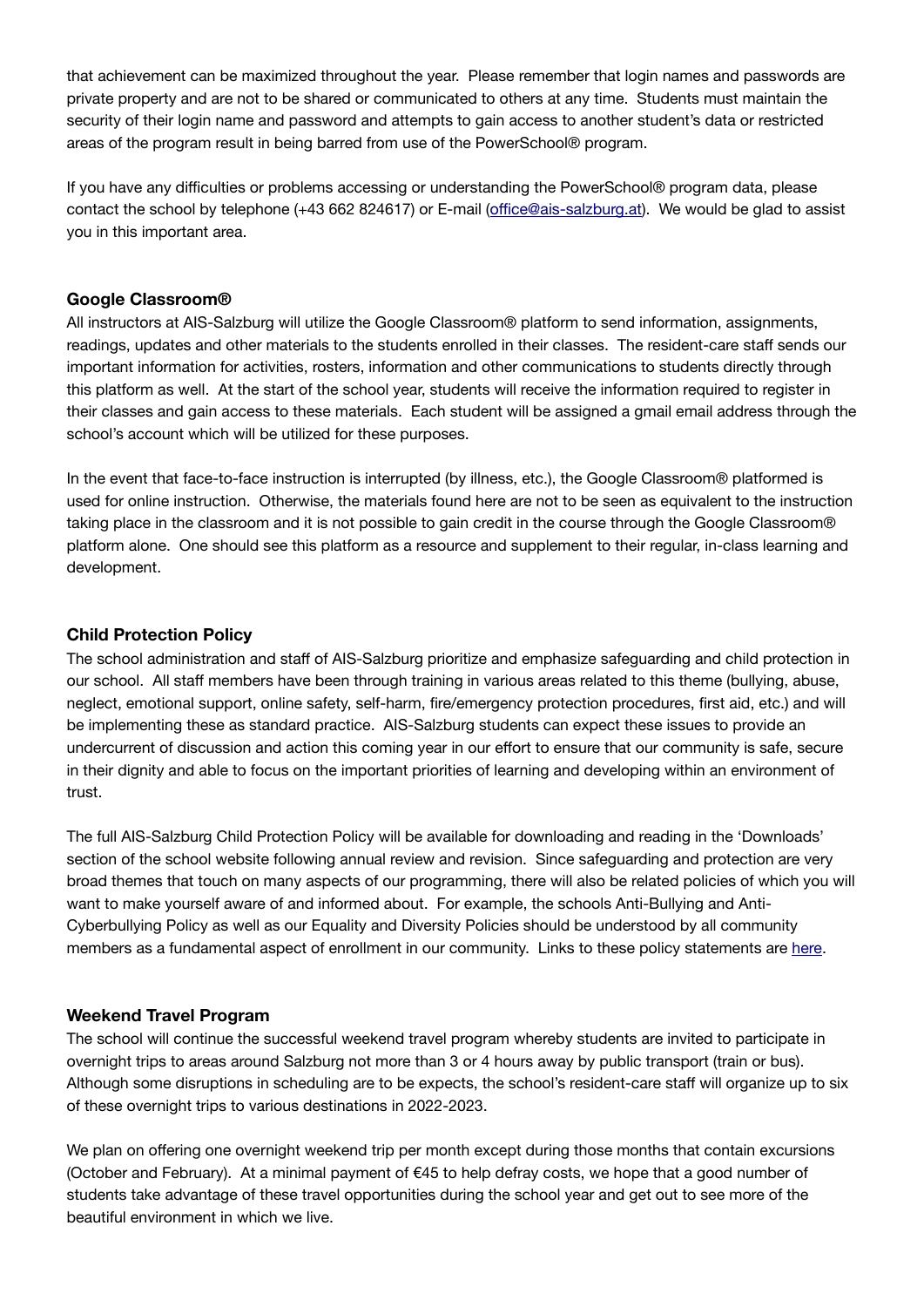that achievement can be maximized throughout the year. Please remember that login names and passwords are private property and are not to be shared or communicated to others at any time. Students must maintain the security of their login name and password and attempts to gain access to another student's data or restricted areas of the program result in being barred from use of the PowerSchool® program.

If you have any difficulties or problems accessing or understanding the PowerSchool® program data, please contact the school by telephone (+43 662 824617) or E-mail ([office@ais-salzburg.at](mailto:office@ais-salzburg.at)). We would be glad to assist you in this important area.

### Google Classroom®

All instructors at AIS-Salzburg will utilize the Google Classroom® platform to send information, assignments, readings, updates and other materials to the students enrolled in their classes. The resident-care staff sends our important information for activities, rosters, information and other communications to students directly through this platform as well. At the start of the school year, students will receive the information required to register in their classes and gain access to these materials. Each student will be assigned a gmail email address through the school's account which will be utilized for these purposes.

In the event that face-to-face instruction is interrupted (by illness, etc.), the Google Classroom® platformed is used for online instruction. Otherwise, the materials found here are not to be seen as equivalent to the instruction taking place in the classroom and it is not possible to gain credit in the course through the Google Classroom® platform alone. One should see this platform as a resource and supplement to their regular, in-class learning and development.

### Child Protection Policy

The school administration and staff of AIS-Salzburg prioritize and emphasize safeguarding and child protection in our school. All staff members have been through training in various areas related to this theme (bullying, abuse, neglect, emotional support, online safety, self-harm, fire/emergency protection procedures, first aid, etc.) and will be implementing these as standard practice. AIS-Salzburg students can expect these issues to provide an undercurrent of discussion and action this coming year in our effort to ensure that our community is safe, secure in their dignity and able to focus on the important priorities of learning and developing within an environment of trust.

The full AIS-Salzburg Child Protection Policy will be available for downloading and reading in the 'Downloads' section of the school website following annual review and revision. Since safeguarding and protection are very broad themes that touch on many aspects of our programming, there will also be related policies of which you will want to make yourself aware of and informed about. For example, the schools Anti-Bullying and Anti-Cyberbullying Policy as well as our Equality and Diversity Policies should be understood by all community members as a fundamental aspect of enrollment in our community. Links to these policy statements are here.

### Weekend Travel Program

The school will continue the successful weekend travel program whereby students are invited to participate in overnight trips to areas around Salzburg not more than 3 or 4 hours away by public transport (train or bus). Although some disruptions in scheduling are to be expects, the school's resident-care staff will organize up to six of these overnight trips to various destinations in 2022-2023.

We plan on offering one overnight weekend trip per month except during those months that contain excursions (October and February). At a minimal payment of €45 to help defray costs, we hope that a good number of students take advantage of these travel opportunities during the school year and get out to see more of the beautiful environment in which we live.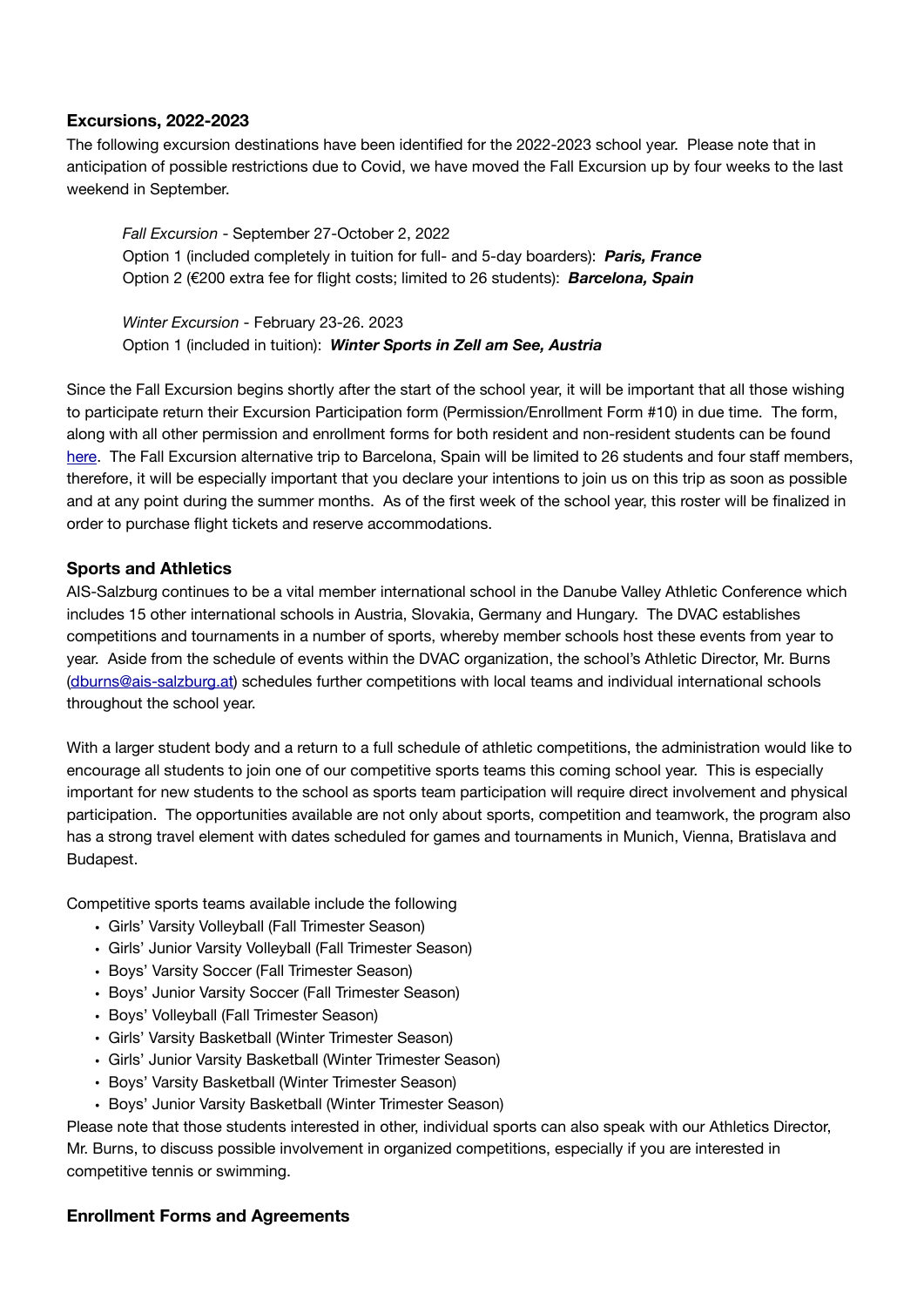### Excursions, 2022-2023

The following excursion destinations have been identified for the 2022-2023 school year. Please note that in anticipation of possible restrictions due to Covid, we have moved the Fall Excursion up by four weeks to the last weekend in September.

> *Fall Excursion* - September 27-October 2, 2022
> Option 1 (included completely in tuition for full- and 5-day boarders): ***Paris, France***
> Option 2 (€200 extra fee for flight costs; limited to 26 students): ***Barcelona, Spain***
>
> *Winter Excursion* - February 23-26. 2023
> Option 1 (included in tuition): ***Winter Sports in Zell am See, Austria***

Since the Fall Excursion begins shortly after the start of the school year, it will be important that all those wishing to participate return their Excursion Participation form (Permission/Enrollment Form #10) in due time. The form, along with all other permission and enrollment forms for both resident and non-resident students can be found [here](). The Fall Excursion alternative trip to Barcelona, Spain will be limited to 26 students and four staff members, therefore, it will be especially important that you declare your intentions to join us on this trip as soon as possible and at any point during the summer months. As of the first week of the school year, this roster will be finalized in order to purchase flight tickets and reserve accommodations.

### Sports and Athletics

AIS-Salzburg continues to be a vital member international school in the Danube Valley Athletic Conference which includes 15 other international schools in Austria, Slovakia, Germany and Hungary. The DVAC establishes competitions and tournaments in a number of sports, whereby member schools host these events from year to year. Aside from the schedule of events within the DVAC organization, the school's Athletic Director, Mr. Burns ([dburns@ais-salzburg.at](mailto:dburns@ais-salzburg.at)) schedules further competitions with local teams and individual international schools throughout the school year.

With a larger student body and a return to a full schedule of athletic competitions, the administration would like to encourage all students to join one of our competitive sports teams this coming school year. This is especially important for new students to the school as sports team participation will require direct involvement and physical participation. The opportunities available are not only about sports, competition and teamwork, the program also has a strong travel element with dates scheduled for games and tournaments in Munich, Vienna, Bratislava and Budapest.

Competitive sports teams available include the following

- Girls' Varsity Volleyball (Fall Trimester Season)
- Girls' Junior Varsity Volleyball (Fall Trimester Season)
- Boys' Varsity Soccer (Fall Trimester Season)
- Boys' Junior Varsity Soccer (Fall Trimester Season)
- Boys' Volleyball (Fall Trimester Season)
- Girls' Varsity Basketball (Winter Trimester Season)
- Girls' Junior Varsity Basketball (Winter Trimester Season)
- Boys' Varsity Basketball (Winter Trimester Season)
- Boys' Junior Varsity Basketball (Winter Trimester Season)

Please note that those students interested in other, individual sports can also speak with our Athletics Director, Mr. Burns, to discuss possible involvement in organized competitions, especially if you are interested in competitive tennis or swimming.

### Enrollment Forms and Agreements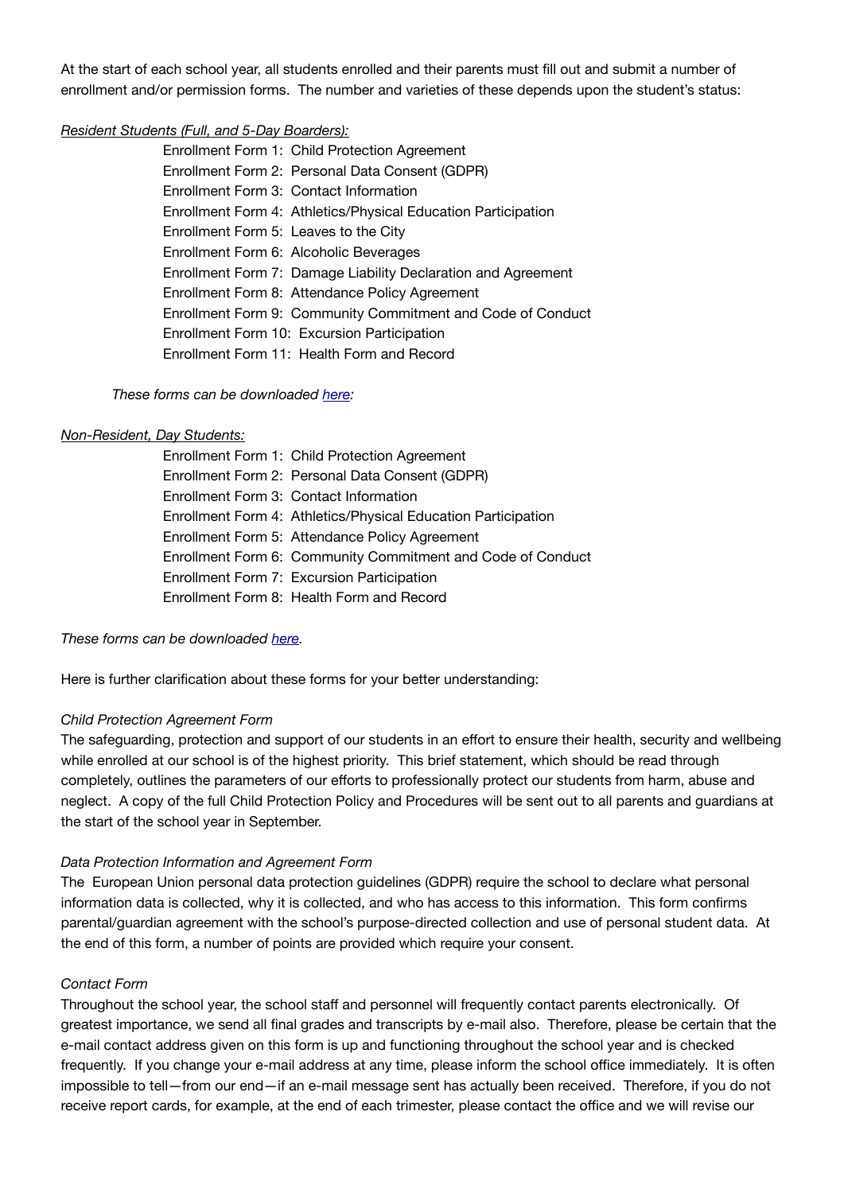At the start of each school year, all students enrolled and their parents must fill out and submit a number of enrollment and/or permission forms. The number and varieties of these depends upon the student's status:

*Resident Students (Full, and 5-Day Boarders):*

- Enrollment Form 1: Child Protection Agreement
- Enrollment Form 2: Personal Data Consent (GDPR)
- Enrollment Form 3: Contact Information
- Enrollment Form 4: Athletics/Physical Education Participation
- Enrollment Form 5: Leaves to the City
- Enrollment Form 6: Alcoholic Beverages
- Enrollment Form 7: Damage Liability Declaration and Agreement
- Enrollment Form 8: Attendance Policy Agreement
- Enrollment Form 9: Community Commitment and Code of Conduct
- Enrollment Form 10: Excursion Participation
- Enrollment Form 11: Health Form and Record

*These forms can be downloaded here:*

*Non-Resident, Day Students:*

- Enrollment Form 1: Child Protection Agreement
- Enrollment Form 2: Personal Data Consent (GDPR)
- Enrollment Form 3: Contact Information
- Enrollment Form 4: Athletics/Physical Education Participation
- Enrollment Form 5: Attendance Policy Agreement
- Enrollment Form 6: Community Commitment and Code of Conduct
- Enrollment Form 7: Excursion Participation
- Enrollment Form 8: Health Form and Record

*These forms can be downloaded here.*

Here is further clarification about these forms for your better understanding:

*Child Protection Agreement Form*

The safeguarding, protection and support of our students in an effort to ensure their health, security and wellbeing while enrolled at our school is of the highest priority. This brief statement, which should be read through completely, outlines the parameters of our efforts to professionally protect our students from harm, abuse and neglect. A copy of the full Child Protection Policy and Procedures will be sent out to all parents and guardians at the start of the school year in September.

*Data Protection Information and Agreement Form*

The European Union personal data protection guidelines (GDPR) require the school to declare what personal information data is collected, why it is collected, and who has access to this information. This form confirms parental/guardian agreement with the school's purpose-directed collection and use of personal student data. At the end of this form, a number of points are provided which require your consent.

*Contact Form*

Throughout the school year, the school staff and personnel will frequently contact parents electronically. Of greatest importance, we send all final grades and transcripts by e-mail also. Therefore, please be certain that the e-mail contact address given on this form is up and functioning throughout the school year and is checked frequently. If you change your e-mail address at any time, please inform the school office immediately. It is often impossible to tell—from our end—if an e-mail message sent has actually been received. Therefore, if you do not receive report cards, for example, at the end of each trimester, please contact the office and we will revise our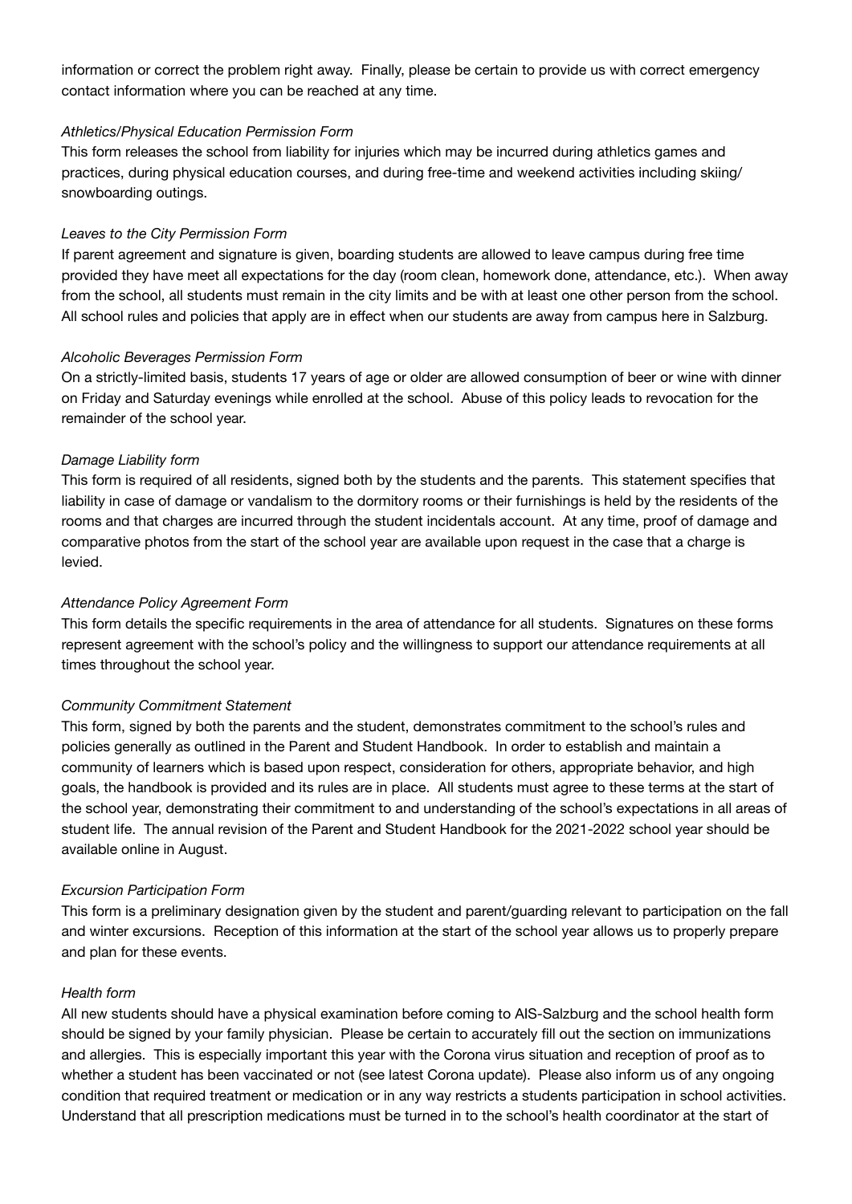information or correct the problem right away. Finally, please be certain to provide us with correct emergency contact information where you can be reached at any time.

*Athletics/Physical Education Permission Form*

This form releases the school from liability for injuries which may be incurred during athletics games and practices, during physical education courses, and during free-time and weekend activities including skiing/snowboarding outings.

*Leaves to the City Permission Form*

If parent agreement and signature is given, boarding students are allowed to leave campus during free time provided they have meet all expectations for the day (room clean, homework done, attendance, etc.). When away from the school, all students must remain in the city limits and be with at least one other person from the school. All school rules and policies that apply are in effect when our students are away from campus here in Salzburg.

*Alcoholic Beverages Permission Form*

On a strictly-limited basis, students 17 years of age or older are allowed consumption of beer or wine with dinner on Friday and Saturday evenings while enrolled at the school. Abuse of this policy leads to revocation for the remainder of the school year.

*Damage Liability form*

This form is required of all residents, signed both by the students and the parents. This statement specifies that liability in case of damage or vandalism to the dormitory rooms or their furnishings is held by the residents of the rooms and that charges are incurred through the student incidentals account. At any time, proof of damage and comparative photos from the start of the school year are available upon request in the case that a charge is levied.

*Attendance Policy Agreement Form*

This form details the specific requirements in the area of attendance for all students. Signatures on these forms represent agreement with the school's policy and the willingness to support our attendance requirements at all times throughout the school year.

*Community Commitment Statement*

This form, signed by both the parents and the student, demonstrates commitment to the school's rules and policies generally as outlined in the Parent and Student Handbook. In order to establish and maintain a community of learners which is based upon respect, consideration for others, appropriate behavior, and high goals, the handbook is provided and its rules are in place. All students must agree to these terms at the start of the school year, demonstrating their commitment to and understanding of the school's expectations in all areas of student life. The annual revision of the Parent and Student Handbook for the 2021-2022 school year should be available online in August.

*Excursion Participation Form*

This form is a preliminary designation given by the student and parent/guarding relevant to participation on the fall and winter excursions. Reception of this information at the start of the school year allows us to properly prepare and plan for these events.

*Health form*

All new students should have a physical examination before coming to AIS-Salzburg and the school health form should be signed by your family physician. Please be certain to accurately fill out the section on immunizations and allergies. This is especially important this year with the Corona virus situation and reception of proof as to whether a student has been vaccinated or not (see latest Corona update). Please also inform us of any ongoing condition that required treatment or medication or in any way restricts a students participation in school activities. Understand that all prescription medications must be turned in to the school's health coordinator at the start of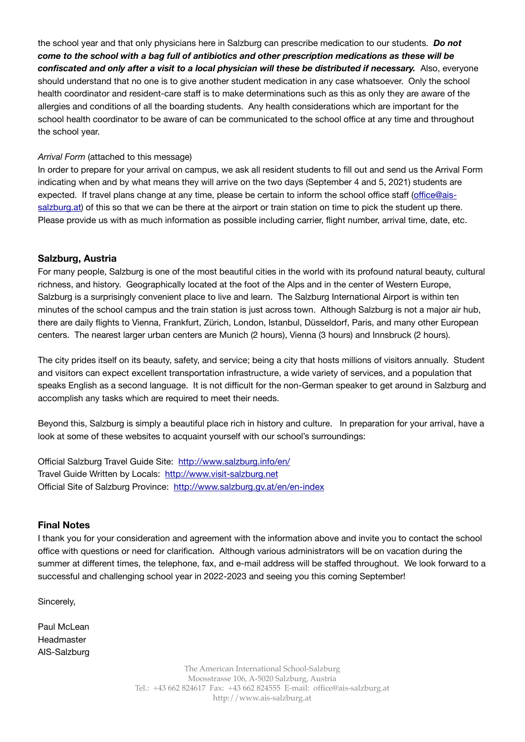the school year and that only physicians here in Salzburg can prescribe medication to our students. ***Do not come to the school with a bag full of antibiotics and other prescription medications as these will be confiscated and only after a visit to a local physician will these be distributed if necessary.*** Also, everyone should understand that no one is to give another student medication in any case whatsoever. Only the school health coordinator and resident-care staff is to make determinations such as this as only they are aware of the allergies and conditions of all the boarding students. Any health considerations which are important for the school health coordinator to be aware of can be communicated to the school office at any time and throughout the school year.

*Arrival Form* (attached to this message)

In order to prepare for your arrival on campus, we ask all resident students to fill out and send us the Arrival Form indicating when and by what means they will arrive on the two days (September 4 and 5, 2021) students are expected. If travel plans change at any time, please be certain to inform the school office staff (office@ais-salzburg.at) of this so that we can be there at the airport or train station on time to pick the student up there. Please provide us with as much information as possible including carrier, flight number, arrival time, date, etc.

## Salzburg, Austria

For many people, Salzburg is one of the most beautiful cities in the world with its profound natural beauty, cultural richness, and history. Geographically located at the foot of the Alps and in the center of Western Europe, Salzburg is a surprisingly convenient place to live and learn. The Salzburg International Airport is within ten minutes of the school campus and the train station is just across town. Although Salzburg is not a major air hub, there are daily flights to Vienna, Frankfurt, Zürich, London, Istanbul, Düsseldorf, Paris, and many other European centers. The nearest larger urban centers are Munich (2 hours), Vienna (3 hours) and Innsbruck (2 hours).

The city prides itself on its beauty, safety, and service; being a city that hosts millions of visitors annually. Student and visitors can expect excellent transportation infrastructure, a wide variety of services, and a population that speaks English as a second language. It is not difficult for the non-German speaker to get around in Salzburg and accomplish any tasks which are required to meet their needs.

Beyond this, Salzburg is simply a beautiful place rich in history and culture. In preparation for your arrival, have a look at some of these websites to acquaint yourself with our school's surroundings:

Official Salzburg Travel Guide Site: http://www.salzburg.info/en/
Travel Guide Written by Locals: http://www.visit-salzburg.net
Official Site of Salzburg Province: http://www.salzburg.gv.at/en/en-index

## Final Notes

I thank you for your consideration and agreement with the information above and invite you to contact the school office with questions or need for clarification. Although various administrators will be on vacation during the summer at different times, the telephone, fax, and e-mail address will be staffed throughout. We look forward to a successful and challenging school year in 2022-2023 and seeing you this coming September!

Sincerely,

Paul McLean
Headmaster
AIS-Salzburg